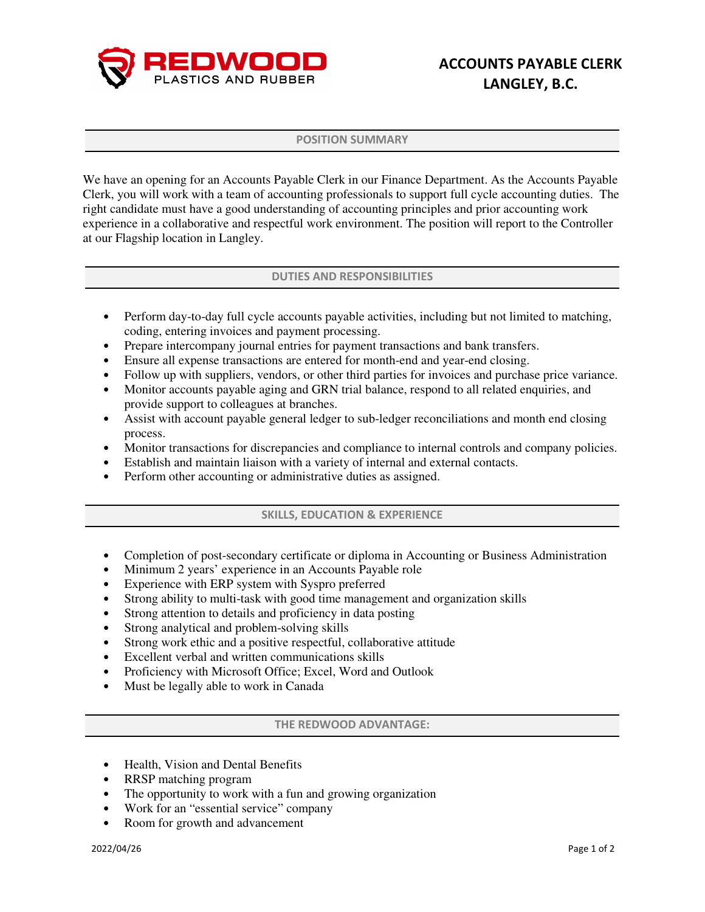REDWOOD PLASTICS AND RUBBER

# ACCOUNTS PAYABLE CLERK
# LANGLEY, B.C.

## POSITION SUMMARY

We have an opening for an Accounts Payable Clerk in our Finance Department. As the Accounts Payable Clerk, you will work with a team of accounting professionals to support full cycle accounting duties. The right candidate must have a good understanding of accounting principles and prior accounting work experience in a collaborative and respectful work environment. The position will report to the Controller at our Flagship location in Langley.

## DUTIES AND RESPONSIBILITIES

- Perform day-to-day full cycle accounts payable activities, including but not limited to matching, coding, entering invoices and payment processing.
- Prepare intercompany journal entries for payment transactions and bank transfers.
- Ensure all expense transactions are entered for month-end and year-end closing.
- Follow up with suppliers, vendors, or other third parties for invoices and purchase price variance.
- Monitor accounts payable aging and GRN trial balance, respond to all related enquiries, and provide support to colleagues at branches.
- Assist with account payable general ledger to sub-ledger reconciliations and month end closing process.
- Monitor transactions for discrepancies and compliance to internal controls and company policies.
- Establish and maintain liaison with a variety of internal and external contacts.
- Perform other accounting or administrative duties as assigned.

## SKILLS, EDUCATION & EXPERIENCE

- Completion of post-secondary certificate or diploma in Accounting or Business Administration
- Minimum 2 years' experience in an Accounts Payable role
- Experience with ERP system with Syspro preferred
- Strong ability to multi-task with good time management and organization skills
- Strong attention to details and proficiency in data posting
- Strong analytical and problem-solving skills
- Strong work ethic and a positive respectful, collaborative attitude
- Excellent verbal and written communications skills
- Proficiency with Microsoft Office; Excel, Word and Outlook
- Must be legally able to work in Canada

## THE REDWOOD ADVANTAGE:

- Health, Vision and Dental Benefits
- RRSP matching program
- The opportunity to work with a fun and growing organization
- Work for an "essential service" company
- Room for growth and advancement

2022/04/26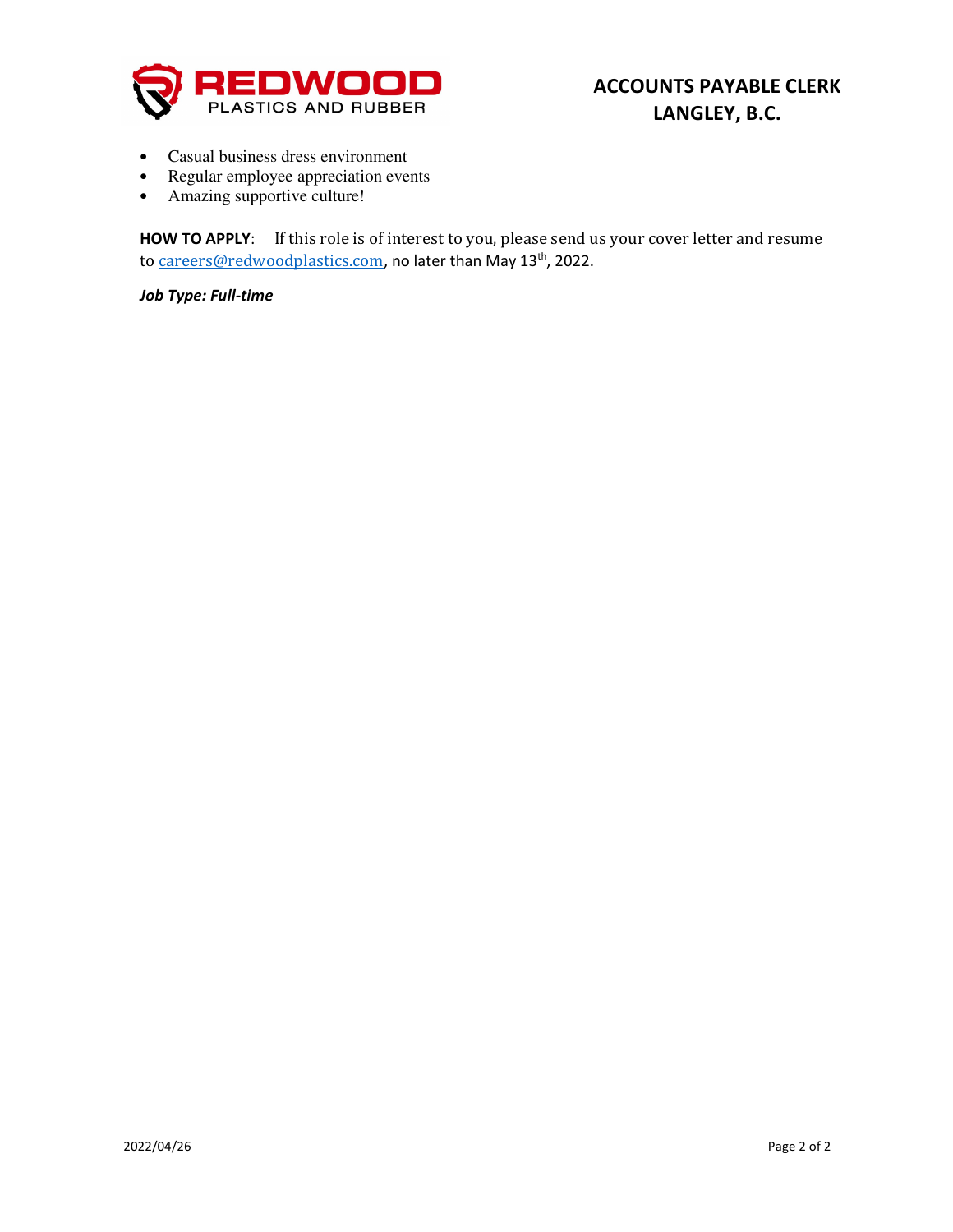- Casual business dress environment
- Regular employee appreciation events
- Amazing supportive culture!

**HOW TO APPLY**: If this role is of interest to you, please send us your cover letter and resume to careers@redwoodplastics.com, no later than May 13th, 2022.

***Job Type: Full-time***